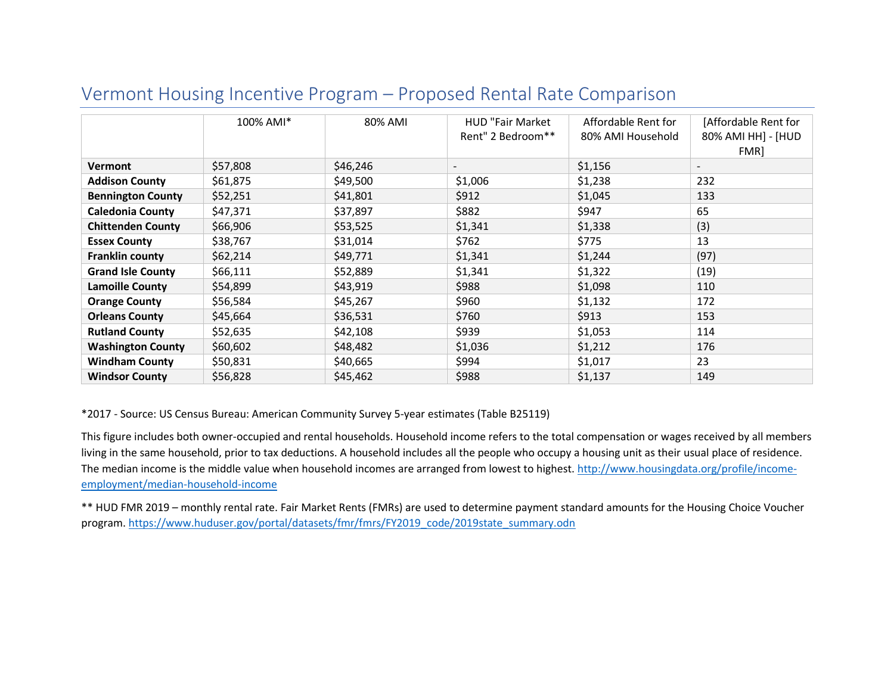# Vermont Housing Incentive Program – Proposed Rental Rate Comparison

| | 100% AMI* | 80% AMI | HUD "Fair Market Rent" 2 Bedroom** | Affordable Rent for 80% AMI Household | [Affordable Rent for 80% AMI HH] - [HUD FMR] |
|---|---|---|---|---|---|
| **Vermont** | $57,808 | $46,246 | - | $1,156 | - |
| **Addison County** | $61,875 | $49,500 | $1,006 | $1,238 | 232 |
| **Bennington County** | $52,251 | $41,801 | $912 | $1,045 | 133 |
| **Caledonia County** | $47,371 | $37,897 | $882 | $947 | 65 |
| **Chittenden County** | $66,906 | $53,525 | $1,341 | $1,338 | (3) |
| **Essex County** | $38,767 | $31,014 | $762 | $775 | 13 |
| **Franklin county** | $62,214 | $49,771 | $1,341 | $1,244 | (97) |
| **Grand Isle County** | $66,111 | $52,889 | $1,341 | $1,322 | (19) |
| **Lamoille County** | $54,899 | $43,919 | $988 | $1,098 | 110 |
| **Orange County** | $56,584 | $45,267 | $960 | $1,132 | 172 |
| **Orleans County** | $45,664 | $36,531 | $760 | $913 | 153 |
| **Rutland County** | $52,635 | $42,108 | $939 | $1,053 | 114 |
| **Washington County** | $60,602 | $48,482 | $1,036 | $1,212 | 176 |
| **Windham County** | $50,831 | $40,665 | $994 | $1,017 | 23 |
| **Windsor County** | $56,828 | $45,462 | $988 | $1,137 | 149 |

*2017 - Source: US Census Bureau: American Community Survey 5-year estimates (Table B25119)

This figure includes both owner-occupied and rental households. Household income refers to the total compensation or wages received by all members living in the same household, prior to tax deductions. A household includes all the people who occupy a housing unit as their usual place of residence. The median income is the middle value when household incomes are arranged from lowest to highest. http://www.housingdata.org/profile/income-employment/median-household-income

** HUD FMR 2019 – monthly rental rate. Fair Market Rents (FMRs) are used to determine payment standard amounts for the Housing Choice Voucher program. https://www.huduser.gov/portal/datasets/fmr/fmrs/FY2019_code/2019state_summary.odn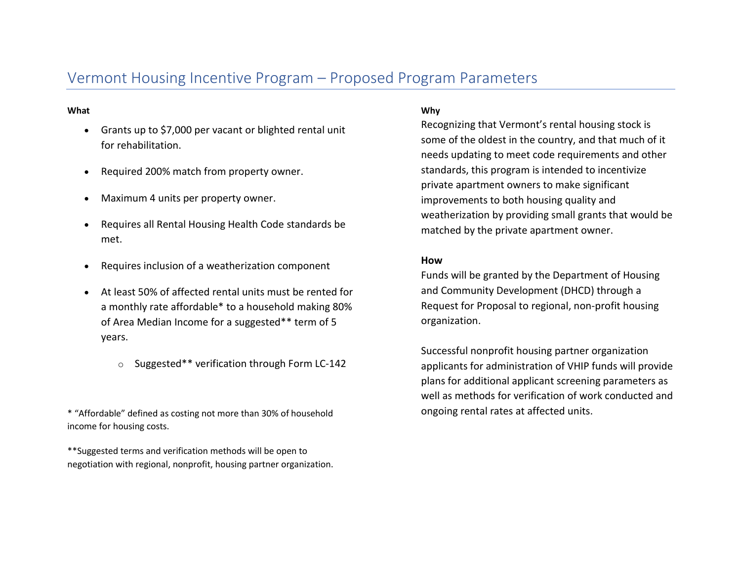# Vermont Housing Incentive Program – Proposed Program Parameters

**What**

- Grants up to $7,000 per vacant or blighted rental unit for rehabilitation.
- Required 200% match from property owner.
- Maximum 4 units per property owner.
- Requires all Rental Housing Health Code standards be met.
- Requires inclusion of a weatherization component
- At least 50% of affected rental units must be rented for a monthly rate affordable* to a household making 80% of Area Median Income for a suggested** term of 5 years.
    - Suggested** verification through Form LC-142

* "Affordable" defined as costing not more than 30% of household income for housing costs.

**Suggested terms and verification methods will be open to negotiation with regional, nonprofit, housing partner organization.

**Why**

Recognizing that Vermont's rental housing stock is some of the oldest in the country, and that much of it needs updating to meet code requirements and other standards, this program is intended to incentivize private apartment owners to make significant improvements to both housing quality and weatherization by providing small grants that would be matched by the private apartment owner.

**How**

Funds will be granted by the Department of Housing and Community Development (DHCD) through a Request for Proposal to regional, non-profit housing organization.

Successful nonprofit housing partner organization applicants for administration of VHIP funds will provide plans for additional applicant screening parameters as well as methods for verification of work conducted and ongoing rental rates at affected units.